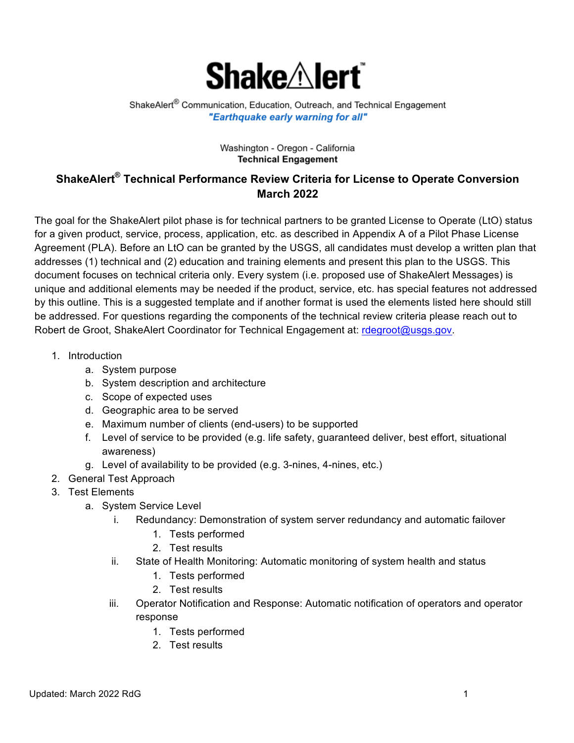# ShakeAlert™

ShakeAlert® Communication, Education, Outreach, and Technical Engagement

***"Earthquake early warning for all"***

Washington - Oregon - California

**Technical Engagement**

## ShakeAlert® Technical Performance Review Criteria for License to Operate Conversion March 2022

The goal for the ShakeAlert pilot phase is for technical partners to be granted License to Operate (LtO) status for a given product, service, process, application, etc. as described in Appendix A of a Pilot Phase License Agreement (PLA). Before an LtO can be granted by the USGS, all candidates must develop a written plan that addresses (1) technical and (2) education and training elements and present this plan to the USGS. This document focuses on technical criteria only. Every system (i.e. proposed use of ShakeAlert Messages) is unique and additional elements may be needed if the product, service, etc. has special features not addressed by this outline. This is a suggested template and if another format is used the elements listed here should still be addressed. For questions regarding the components of the technical review criteria please reach out to Robert de Groot, ShakeAlert Coordinator for Technical Engagement at: rdegroot@usgs.gov.

1. Introduction
    a. System purpose
    b. System description and architecture
    c. Scope of expected uses
    d. Geographic area to be served
    e. Maximum number of clients (end-users) to be supported
    f. Level of service to be provided (e.g. life safety, guaranteed deliver, best effort, situational awareness)
    g. Level of availability to be provided (e.g. 3-nines, 4-nines, etc.)
2. General Test Approach
3. Test Elements
    a. System Service Level
        i. Redundancy: Demonstration of system server redundancy and automatic failover
            1. Tests performed
            2. Test results
        ii. State of Health Monitoring: Automatic monitoring of system health and status
            1. Tests performed
            2. Test results
        iii. Operator Notification and Response: Automatic notification of operators and operator response
            1. Tests performed
            2. Test results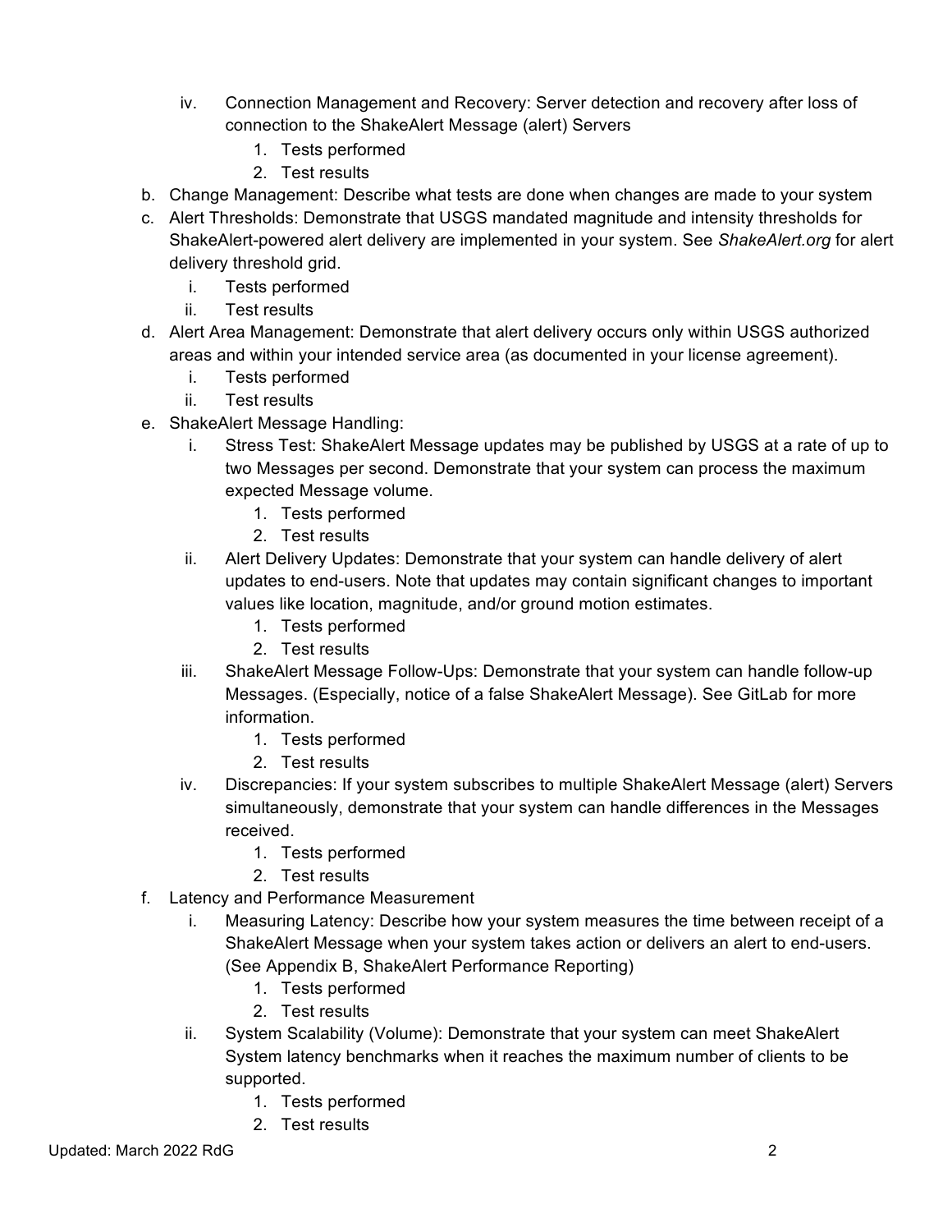iv. Connection Management and Recovery: Server detection and recovery after loss of connection to the ShakeAlert Message (alert) Servers
      1. Tests performed
      2. Test results

b. Change Management: Describe what tests are done when changes are made to your system

c. Alert Thresholds: Demonstrate that USGS mandated magnitude and intensity thresholds for ShakeAlert-powered alert delivery are implemented in your system. See *ShakeAlert.org* for alert delivery threshold grid.
   i. Tests performed
   ii. Test results

d. Alert Area Management: Demonstrate that alert delivery occurs only within USGS authorized areas and within your intended service area (as documented in your license agreement).
   i. Tests performed
   ii. Test results

e. ShakeAlert Message Handling:
   i. Stress Test: ShakeAlert Message updates may be published by USGS at a rate of up to two Messages per second. Demonstrate that your system can process the maximum expected Message volume.
      1. Tests performed
      2. Test results
   ii. Alert Delivery Updates: Demonstrate that your system can handle delivery of alert updates to end-users. Note that updates may contain significant changes to important values like location, magnitude, and/or ground motion estimates.
      1. Tests performed
      2. Test results
   iii. ShakeAlert Message Follow-Ups: Demonstrate that your system can handle follow-up Messages. (Especially, notice of a false ShakeAlert Message). See GitLab for more information.
      1. Tests performed
      2. Test results
   iv. Discrepancies: If your system subscribes to multiple ShakeAlert Message (alert) Servers simultaneously, demonstrate that your system can handle differences in the Messages received.
      1. Tests performed
      2. Test results

f. Latency and Performance Measurement
   i. Measuring Latency: Describe how your system measures the time between receipt of a ShakeAlert Message when your system takes action or delivers an alert to end-users. (See Appendix B, ShakeAlert Performance Reporting)
      1. Tests performed
      2. Test results
   ii. System Scalability (Volume): Demonstrate that your system can meet ShakeAlert System latency benchmarks when it reaches the maximum number of clients to be supported.
      1. Tests performed
      2. Test results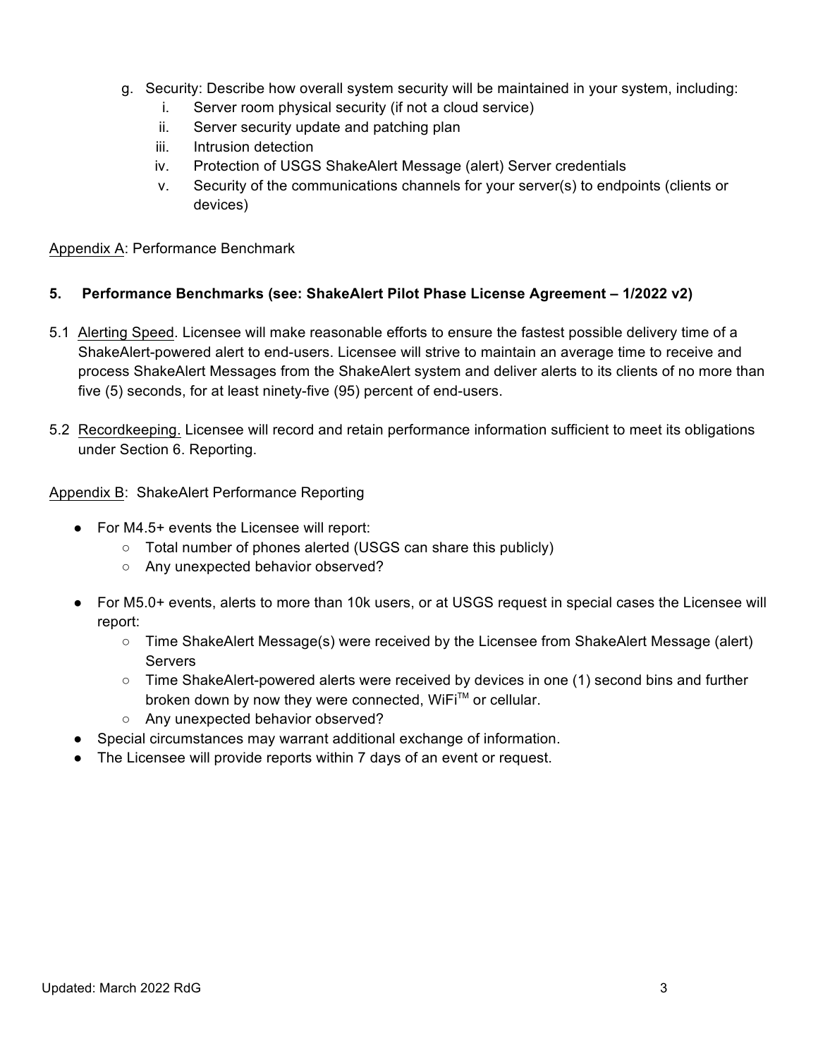g. Security: Describe how overall system security will be maintained in your system, including:
    i. Server room physical security (if not a cloud service)
    ii. Server security update and patching plan
    iii. Intrusion detection
    iv. Protection of USGS ShakeAlert Message (alert) Server credentials
    v. Security of the communications channels for your server(s) to endpoints (clients or devices)

Appendix A: Performance Benchmark

**5. Performance Benchmarks (see: ShakeAlert Pilot Phase License Agreement – 1/2022 v2)**

5.1 Alerting Speed. Licensee will make reasonable efforts to ensure the fastest possible delivery time of a ShakeAlert-powered alert to end-users. Licensee will strive to maintain an average time to receive and process ShakeAlert Messages from the ShakeAlert system and deliver alerts to its clients of no more than five (5) seconds, for at least ninety-five (95) percent of end-users.

5.2 Recordkeeping. Licensee will record and retain performance information sufficient to meet its obligations under Section 6. Reporting.

Appendix B: ShakeAlert Performance Reporting

- For M4.5+ events the Licensee will report:
    - Total number of phones alerted (USGS can share this publicly)
    - Any unexpected behavior observed?
- For M5.0+ events, alerts to more than 10k users, or at USGS request in special cases the Licensee will report:
    - Time ShakeAlert Message(s) were received by the Licensee from ShakeAlert Message (alert) Servers
    - Time ShakeAlert-powered alerts were received by devices in one (1) second bins and further broken down by now they were connected, WiFi™ or cellular.
    - Any unexpected behavior observed?
- Special circumstances may warrant additional exchange of information.
- The Licensee will provide reports within 7 days of an event or request.